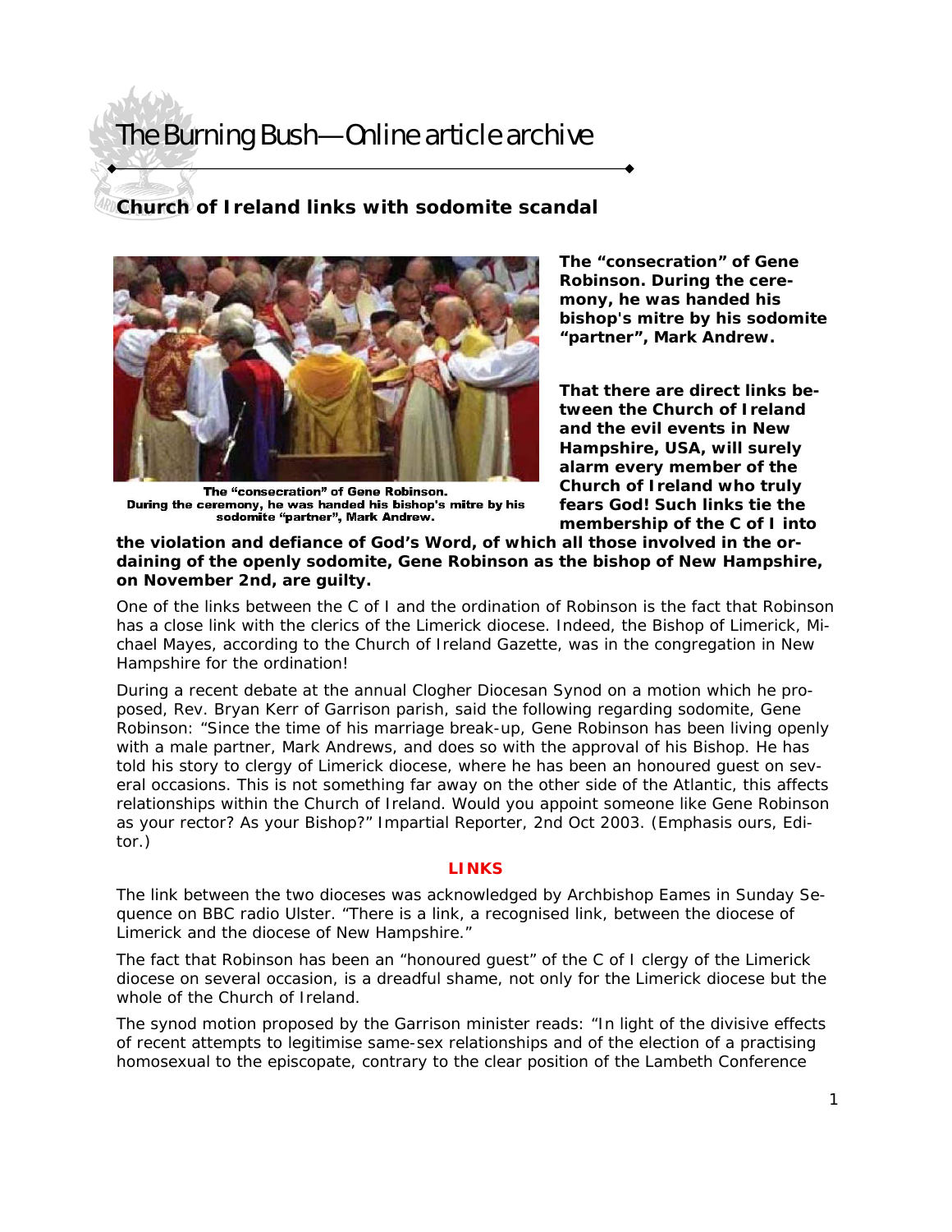# The Burning Bush—Online article archive

## Church of Ireland links with sodomite scandal

The "consecration" of Gene Robinson. During the ceremony, he was handed his bishop's mitre by his sodomite "partner", Mark Andrew.

**The "consecration" of Gene Robinson. During the ceremony, he was handed his bishop's mitre by his sodomite "partner", Mark Andrew.**

**That there are direct links between the Church of Ireland and the evil events in New Hampshire, USA, will surely alarm every member of the Church of Ireland who truly fears God! Such links tie the membership of the C of I into the violation and defiance of God's Word, of which all those involved in the ordaining of the openly sodomite, Gene Robinson as the bishop of New Hampshire, on November 2nd, are guilty.**

One of the links between the C of I and the ordination of Robinson is the fact that Robinson has a close link with the clerics of the Limerick diocese. Indeed, the Bishop of Limerick, Michael Mayes, according to the Church of Ireland Gazette, was in the congregation in New Hampshire for the ordination!

During a recent debate at the annual Clogher Diocesan Synod on a motion which he proposed, Rev. Bryan Kerr of Garrison parish, said the following regarding sodomite, Gene Robinson: "Since the time of his marriage break-up, Gene Robinson has been living openly with a male partner, Mark Andrews, and does so with the approval of his Bishop. He has told his story to clergy of Limerick diocese, where he has been an honoured guest on several occasions. This is not something far away on the other side of the Atlantic, this affects relationships within the Church of Ireland. Would you appoint someone like Gene Robinson as your rector? As your Bishop?" Impartial Reporter, 2nd Oct 2003. (Emphasis ours, Editor.)

### LINKS

The link between the two dioceses was acknowledged by Archbishop Eames in Sunday Sequence on BBC radio Ulster. "There is a link, a recognised link, between the diocese of Limerick and the diocese of New Hampshire."

The fact that Robinson has been an "honoured guest" of the C of I clergy of the Limerick diocese on several occasion, is a dreadful shame, not only for the Limerick diocese but the whole of the Church of Ireland.

The synod motion proposed by the Garrison minister reads: "In light of the divisive effects of recent attempts to legitimise same-sex relationships and of the election of a practising homosexual to the episcopate, contrary to the clear position of the Lambeth Conference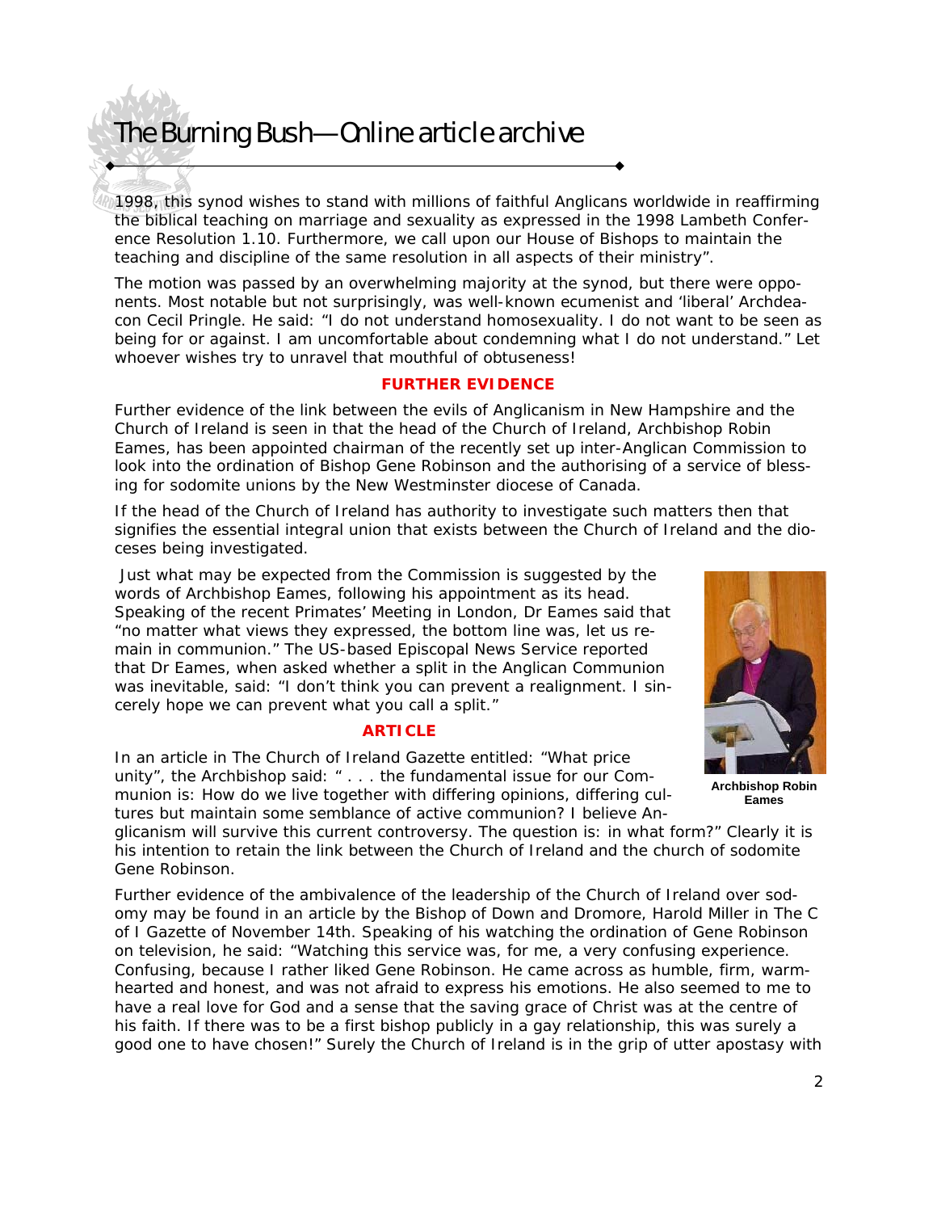1998, this synod wishes to stand with millions of faithful Anglicans worldwide in reaffirming the biblical teaching on marriage and sexuality as expressed in the 1998 Lambeth Conference Resolution 1.10. Furthermore, we call upon our House of Bishops to maintain the teaching and discipline of the same resolution in all aspects of their ministry".

The motion was passed by an overwhelming majority at the synod, but there were opponents. Most notable but not surprisingly, was well-known ecumenist and 'liberal' Archdeacon Cecil Pringle. He said: "I do not understand homosexuality. I do not want to be seen as being for or against. I am uncomfortable about condemning what I do not understand." Let whoever wishes try to unravel that mouthful of obtuseness!

**FURTHER EVIDENCE**

Further evidence of the link between the evils of Anglicanism in New Hampshire and the Church of Ireland is seen in that the head of the Church of Ireland, Archbishop Robin Eames, has been appointed chairman of the recently set up inter-Anglican Commission to look into the ordination of Bishop Gene Robinson and the authorising of a service of blessing for sodomite unions by the New Westminster diocese of Canada.

If the head of the Church of Ireland has authority to investigate such matters then that signifies the essential integral union that exists between the Church of Ireland and the dioceses being investigated.

Just what may be expected from the Commission is suggested by the words of Archbishop Eames, following his appointment as its head. Speaking of the recent Primates' Meeting in London, Dr Eames said that "no matter what views they expressed, the bottom line was, let us remain in communion." The US-based Episcopal News Service reported that Dr Eames, when asked whether a split in the Anglican Communion was inevitable, said: "I don't think you can prevent a realignment. I sincerely hope we can prevent what you call a split."

**Archbishop Robin Eames**

**ARTICLE**

In an article in The Church of Ireland Gazette entitled: "What price unity", the Archbishop said: " . . . the fundamental issue for our Communion is: How do we live together with differing opinions, differing cultures but maintain some semblance of active communion? I believe Anglicanism will survive this current controversy. The question is: in what form?" Clearly it is his intention to retain the link between the Church of Ireland and the church of sodomite Gene Robinson.

Further evidence of the ambivalence of the leadership of the Church of Ireland over sodomy may be found in an article by the Bishop of Down and Dromore, Harold Miller in The C of I Gazette of November 14th. Speaking of his watching the ordination of Gene Robinson on television, he said: "Watching this service was, for me, a very confusing experience. Confusing, because I rather liked Gene Robinson. He came across as humble, firm, warm-hearted and honest, and was not afraid to express his emotions. He also seemed to me to have a real love for God and a sense that the saving grace of Christ was at the centre of his faith. If there was to be a first bishop publicly in a gay relationship, this was surely a good one to have chosen!" Surely the Church of Ireland is in the grip of utter apostasy with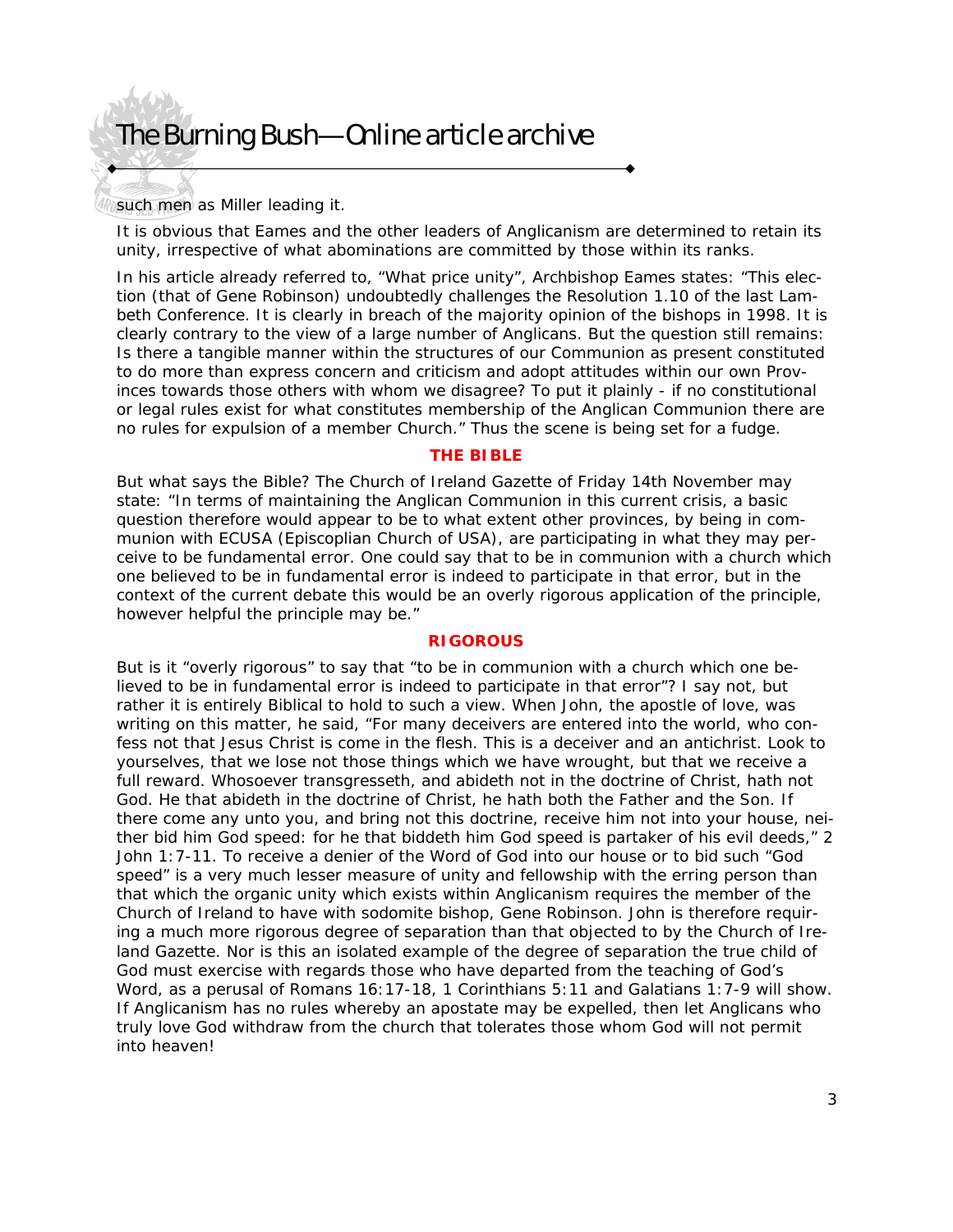such men as Miller leading it.

It is obvious that Eames and the other leaders of Anglicanism are determined to retain its unity, irrespective of what abominations are committed by those within its ranks.

In his article already referred to, "What price unity", Archbishop Eames states: "This election (that of Gene Robinson) undoubtedly challenges the Resolution 1.10 of the last Lambeth Conference. It is clearly in breach of the majority opinion of the bishops in 1998. It is clearly contrary to the view of a large number of Anglicans. But the question still remains: Is there a tangible manner within the structures of our Communion as present constituted to do more than express concern and criticism and adopt attitudes within our own Provinces towards those others with whom we disagree? To put it plainly - if no constitutional or legal rules exist for what constitutes membership of the Anglican Communion there are no rules for expulsion of a member Church." Thus the scene is being set for a fudge.

## THE BIBLE

But what says the Bible? The Church of Ireland Gazette of Friday 14th November may state: "In terms of maintaining the Anglican Communion in this current crisis, a basic question therefore would appear to be to what extent other provinces, by being in communion with ECUSA (Episcoplian Church of USA), are participating in what they may perceive to be fundamental error. One could say that to be in communion with a church which one believed to be in fundamental error is indeed to participate in that error, but in the context of the current debate this would be an overly rigorous application of the principle, however helpful the principle may be."

## RIGOROUS

But is it "overly rigorous" to say that "to be in communion with a church which one believed to be in fundamental error is indeed to participate in that error"? I say not, but rather it is entirely Biblical to hold to such a view. When John, the apostle of love, was writing on this matter, he said, "For many deceivers are entered into the world, who confess not that Jesus Christ is come in the flesh. This is a deceiver and an antichrist. Look to yourselves, that we lose not those things which we have wrought, but that we receive a full reward. Whosoever transgresseth, and abideth not in the doctrine of Christ, hath not God. He that abideth in the doctrine of Christ, he hath both the Father and the Son. If there come any unto you, and bring not this doctrine, receive him not into your house, neither bid him God speed: for he that biddeth him God speed is partaker of his evil deeds," 2 John 1:7-11. To receive a denier of the Word of God into our house or to bid such "God speed" is a very much lesser measure of unity and fellowship with the erring person than that which the organic unity which exists within Anglicanism requires the member of the Church of Ireland to have with sodomite bishop, Gene Robinson. John is therefore requiring a much more rigorous degree of separation than that objected to by the Church of Ireland Gazette. Nor is this an isolated example of the degree of separation the true child of God must exercise with regards those who have departed from the teaching of God's Word, as a perusal of Romans 16:17-18, 1 Corinthians 5:11 and Galatians 1:7-9 will show. If Anglicanism has no rules whereby an apostate may be expelled, then let Anglicans who truly love God withdraw from the church that tolerates those whom God will not permit into heaven!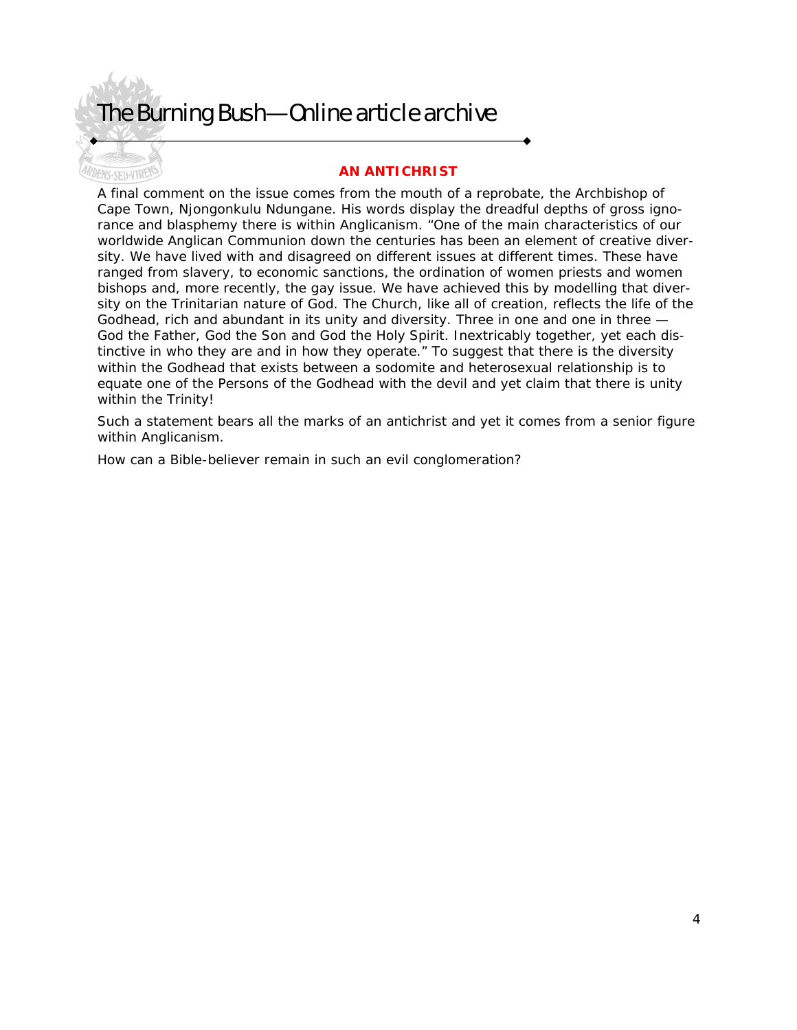## AN ANTICHRIST

A final comment on the issue comes from the mouth of a reprobate, the Archbishop of Cape Town, Njongonkulu Ndungane. His words display the dreadful depths of gross ignorance and blasphemy there is within Anglicanism. "One of the main characteristics of our worldwide Anglican Communion down the centuries has been an element of creative diversity. We have lived with and disagreed on different issues at different times. These have ranged from slavery, to economic sanctions, the ordination of women priests and women bishops and, more recently, the gay issue. We have achieved this by modelling that diversity on the Trinitarian nature of God. The Church, like all of creation, reflects the life of the Godhead, rich and abundant in its unity and diversity. Three in one and one in three — God the Father, God the Son and God the Holy Spirit. Inextricably together, yet each distinctive in who they are and in how they operate." To suggest that there is the diversity within the Godhead that exists between a sodomite and heterosexual relationship is to equate one of the Persons of the Godhead with the devil and yet claim that there is unity within the Trinity!

Such a statement bears all the marks of an antichrist and yet it comes from a senior figure within Anglicanism.

How can a Bible-believer remain in such an evil conglomeration?